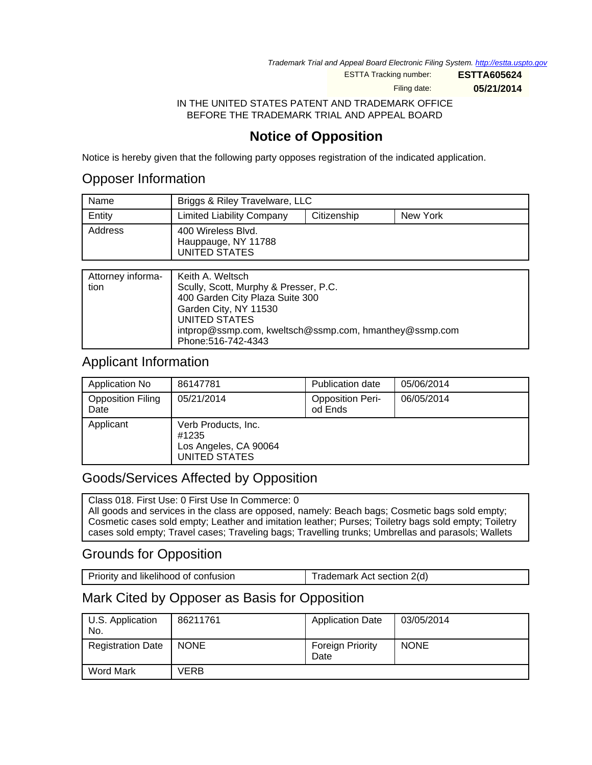*Trademark Trial and Appeal Board Electronic Filing System. http://estta.uspto.gov*

ESTTA Tracking number: **ESTTA605624**

Filing date: **05/21/2014**

IN THE UNITED STATES PATENT AND TRADEMARK OFFICE
BEFORE THE TRADEMARK TRIAL AND APPEAL BOARD

# Notice of Opposition

Notice is hereby given that the following party opposes registration of the indicated application.

## Opposer Information

| Name | Briggs & Riley Travelware, LLC | | |
|---|---|---|---|
| Entity | Limited Liability Company | Citizenship | New York |
| Address | 400 Wireless Blvd.<br>Hauppauge, NY 11788<br>UNITED STATES | | |

| Attorney information | Keith A. Weltsch<br>Scully, Scott, Murphy & Presser, P.C.<br>400 Garden City Plaza Suite 300<br>Garden City, NY 11530<br>UNITED STATES<br>intprop@ssmp.com, kweltsch@ssmp.com, hmanthey@ssmp.com<br>Phone:516-742-4343 |
|---|---|

## Applicant Information

| Application No | 86147781 | Publication date | 05/06/2014 |
|---|---|---|---|
| Opposition Filing Date | 05/21/2014 | Opposition Period Ends | 06/05/2014 |
| Applicant | Verb Products, Inc.<br>#1235<br>Los Angeles, CA 90064<br>UNITED STATES | | |

## Goods/Services Affected by Opposition

Class 018. First Use: 0 First Use In Commerce: 0
All goods and services in the class are opposed, namely: Beach bags; Cosmetic bags sold empty; Cosmetic cases sold empty; Leather and imitation leather; Purses; Toiletry bags sold empty; Toiletry cases sold empty; Travel cases; Traveling bags; Travelling trunks; Umbrellas and parasols; Wallets

## Grounds for Opposition

| Priority and likelihood of confusion | Trademark Act section 2(d) |
|---|---|

## Mark Cited by Opposer as Basis for Opposition

| U.S. Application No. | 86211761 | Application Date | 03/05/2014 |
|---|---|---|---|
| Registration Date | NONE | Foreign Priority Date | NONE |
| Word Mark | VERB | | |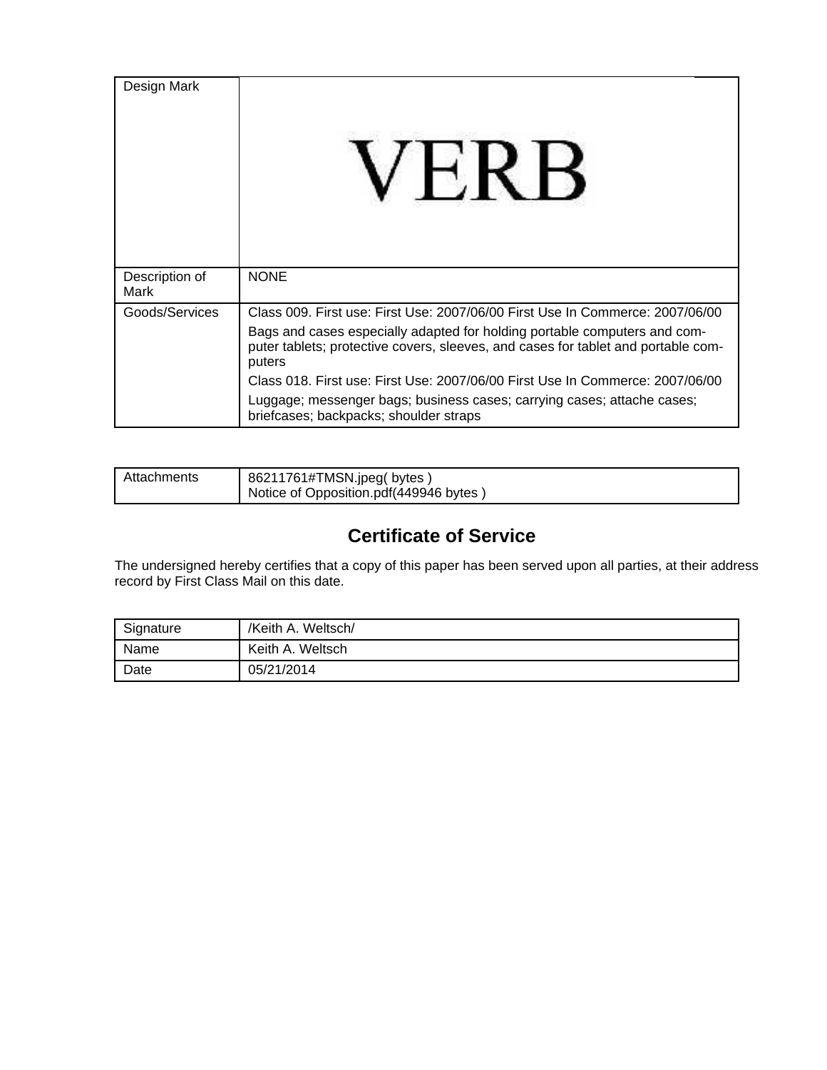| Design Mark | VERB |
| --- | --- |
| Description of Mark | NONE |
| Goods/Services | Class 009. First use: First Use: 2007/06/00 First Use In Commerce: 2007/06/00<br>Bags and cases especially adapted for holding portable computers and computer tablets; protective covers, sleeves, and cases for tablet and portable computers<br>Class 018. First use: First Use: 2007/06/00 First Use In Commerce: 2007/06/00<br>Luggage; messenger bags; business cases; carrying cases; attache cases; briefcases; backpacks; shoulder straps |

| Attachments | 86211761#TMSN.jpeg( bytes )<br>Notice of Opposition.pdf(449946 bytes ) |
| --- | --- |

## Certificate of Service

The undersigned hereby certifies that a copy of this paper has been served upon all parties, at their address record by First Class Mail on this date.

| Signature | /Keith A. Weltsch/ |
| --- | --- |
| Name | Keith A. Weltsch |
| Date | 05/21/2014 |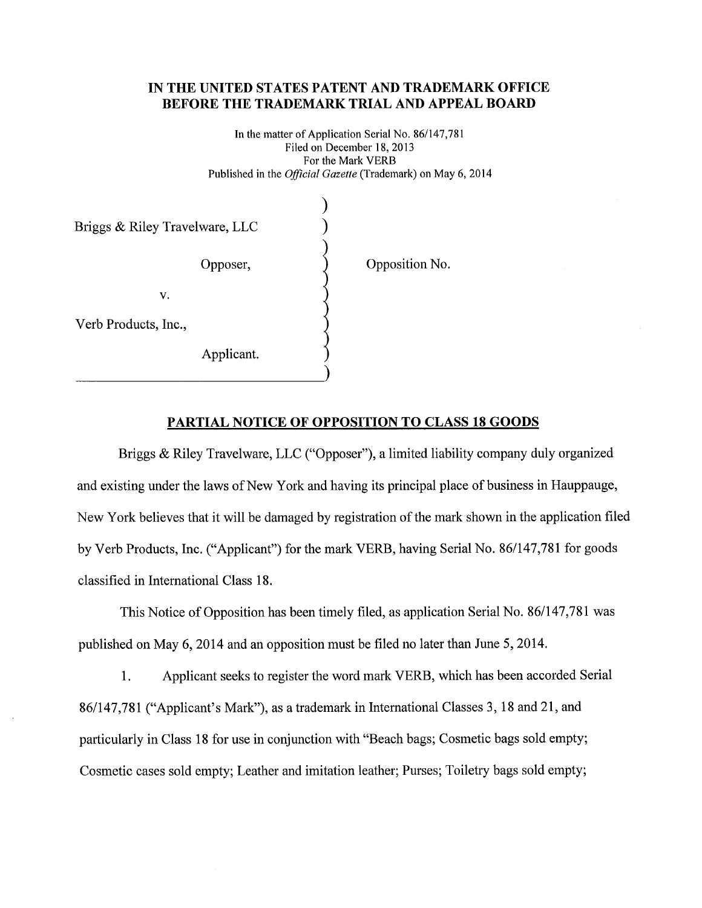**IN THE UNITED STATES PATENT AND TRADEMARK OFFICE**
**BEFORE THE TRADEMARK TRIAL AND APPEAL BOARD**

In the matter of Application Serial No. 86/147,781
Filed on December 18, 2013
For the Mark VERB
Published in the *Official Gazette* (Trademark) on May 6, 2014

| | | |
|---|---|---|
| Briggs & Riley Travelware, LLC | ) | |
| Opposer, | ) | Opposition No. |
| v. | ) | |
| Verb Products, Inc., | ) | |
| Applicant. | ) | |

**PARTIAL NOTICE OF OPPOSITION TO CLASS 18 GOODS**

Briggs & Riley Travelware, LLC ("Opposer"), a limited liability company duly organized and existing under the laws of New York and having its principal place of business in Hauppauge, New York believes that it will be damaged by registration of the mark shown in the application filed by Verb Products, Inc. ("Applicant") for the mark VERB, having Serial No. 86/147,781 for goods classified in International Class 18.

This Notice of Opposition has been timely filed, as application Serial No. 86/147,781 was published on May 6, 2014 and an opposition must be filed no later than June 5, 2014.

1. Applicant seeks to register the word mark VERB, which has been accorded Serial 86/147,781 ("Applicant's Mark"), as a trademark in International Classes 3, 18 and 21, and particularly in Class 18 for use in conjunction with "Beach bags; Cosmetic bags sold empty; Cosmetic cases sold empty; Leather and imitation leather; Purses; Toiletry bags sold empty;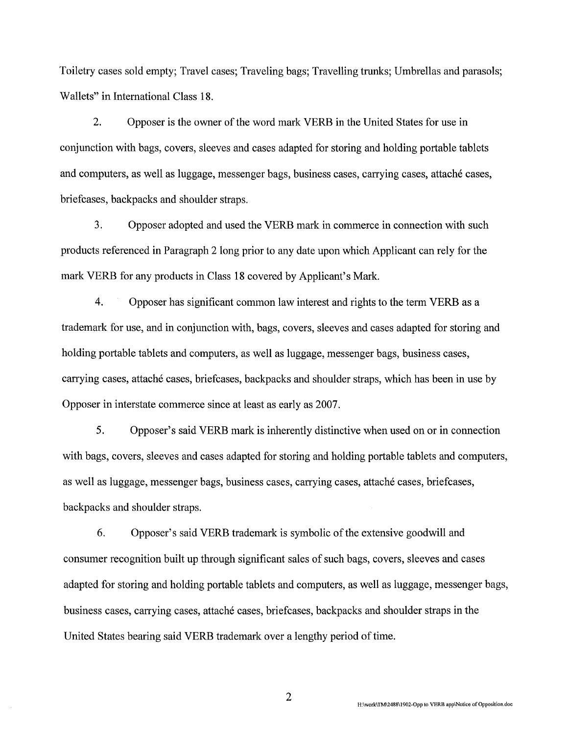Toiletry cases sold empty; Travel cases; Traveling bags; Travelling trunks; Umbrellas and parasols; Wallets" in International Class 18.

2. Opposer is the owner of the word mark VERB in the United States for use in conjunction with bags, covers, sleeves and cases adapted for storing and holding portable tablets and computers, as well as luggage, messenger bags, business cases, carrying cases, attaché cases, briefcases, backpacks and shoulder straps.

3. Opposer adopted and used the VERB mark in commerce in connection with such products referenced in Paragraph 2 long prior to any date upon which Applicant can rely for the mark VERB for any products in Class 18 covered by Applicant's Mark.

4. Opposer has significant common law interest and rights to the term VERB as a trademark for use, and in conjunction with, bags, covers, sleeves and cases adapted for storing and holding portable tablets and computers, as well as luggage, messenger bags, business cases, carrying cases, attaché cases, briefcases, backpacks and shoulder straps, which has been in use by Opposer in interstate commerce since at least as early as 2007.

5. Opposer's said VERB mark is inherently distinctive when used on or in connection with bags, covers, sleeves and cases adapted for storing and holding portable tablets and computers, as well as luggage, messenger bags, business cases, carrying cases, attaché cases, briefcases, backpacks and shoulder straps.

6. Opposer's said VERB trademark is symbolic of the extensive goodwill and consumer recognition built up through significant sales of such bags, covers, sleeves and cases adapted for storing and holding portable tablets and computers, as well as luggage, messenger bags, business cases, carrying cases, attaché cases, briefcases, backpacks and shoulder straps in the United States bearing said VERB trademark over a lengthy period of time.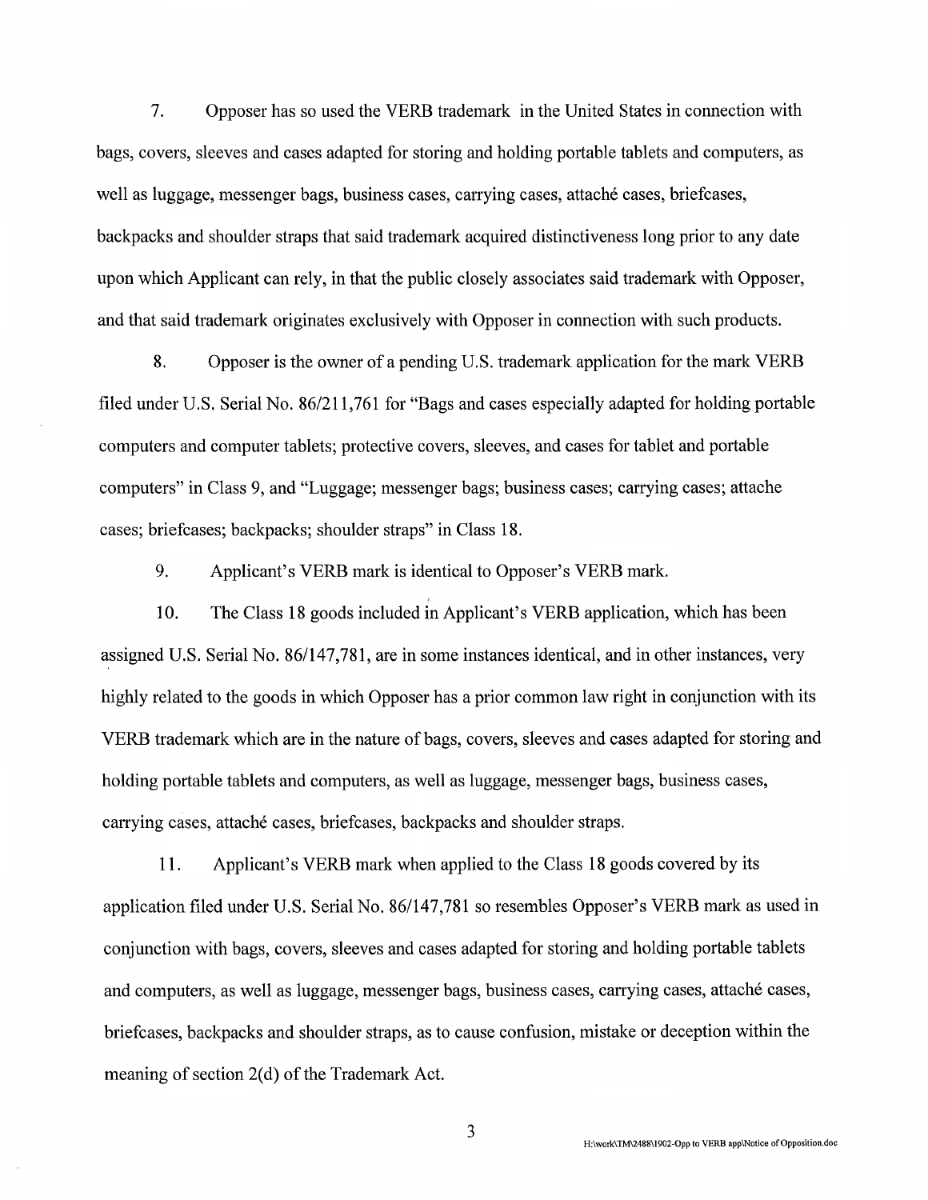7. Opposer has so used the VERB trademark in the United States in connection with bags, covers, sleeves and cases adapted for storing and holding portable tablets and computers, as well as luggage, messenger bags, business cases, carrying cases, attaché cases, briefcases, backpacks and shoulder straps that said trademark acquired distinctiveness long prior to any date upon which Applicant can rely, in that the public closely associates said trademark with Opposer, and that said trademark originates exclusively with Opposer in connection with such products.

8. Opposer is the owner of a pending U.S. trademark application for the mark VERB filed under U.S. Serial No. 86/211,761 for "Bags and cases especially adapted for holding portable computers and computer tablets; protective covers, sleeves, and cases for tablet and portable computers" in Class 9, and "Luggage; messenger bags; business cases; carrying cases; attache cases; briefcases; backpacks; shoulder straps" in Class 18.

9. Applicant's VERB mark is identical to Opposer's VERB mark.

10. The Class 18 goods included in Applicant's VERB application, which has been assigned U.S. Serial No. 86/147,781, are in some instances identical, and in other instances, very highly related to the goods in which Opposer has a prior common law right in conjunction with its VERB trademark which are in the nature of bags, covers, sleeves and cases adapted for storing and holding portable tablets and computers, as well as luggage, messenger bags, business cases, carrying cases, attaché cases, briefcases, backpacks and shoulder straps.

11. Applicant's VERB mark when applied to the Class 18 goods covered by its application filed under U.S. Serial No. 86/147,781 so resembles Opposer's VERB mark as used in conjunction with bags, covers, sleeves and cases adapted for storing and holding portable tablets and computers, as well as luggage, messenger bags, business cases, carrying cases, attaché cases, briefcases, backpacks and shoulder straps, as to cause confusion, mistake or deception within the meaning of section 2(d) of the Trademark Act.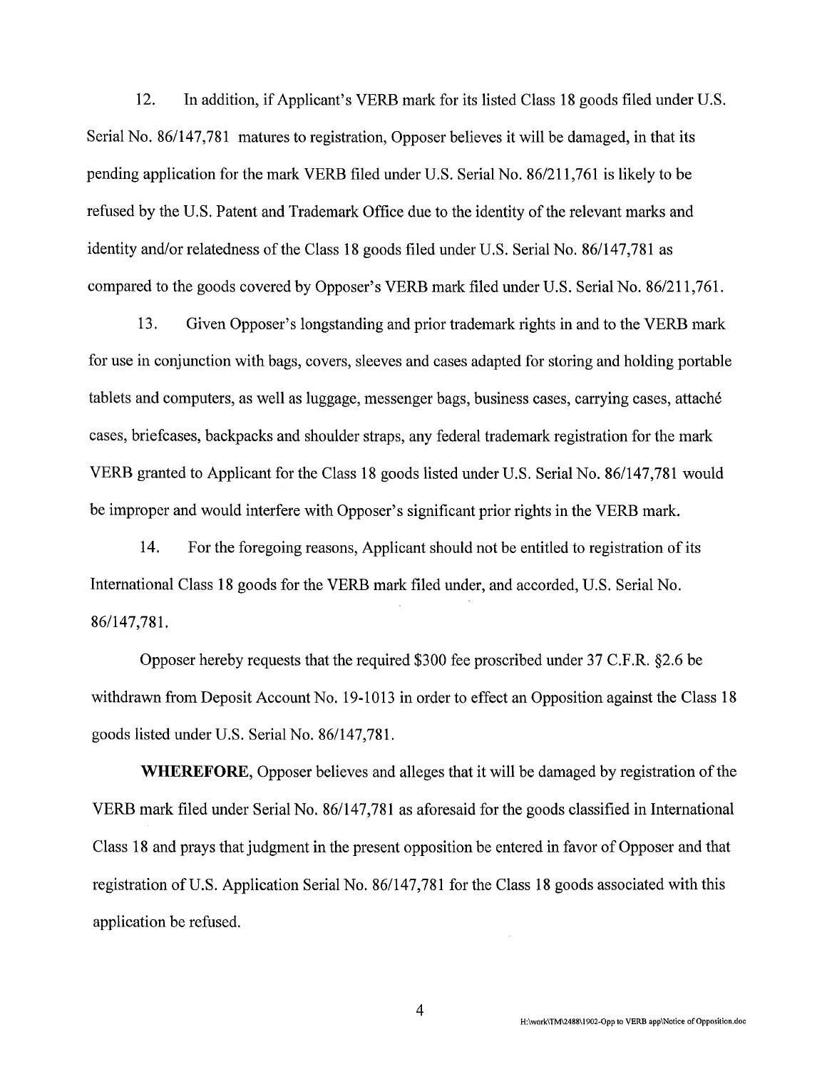12. In addition, if Applicant's VERB mark for its listed Class 18 goods filed under U.S. Serial No. 86/147,781 matures to registration, Opposer believes it will be damaged, in that its pending application for the mark VERB filed under U.S. Serial No. 86/211,761 is likely to be refused by the U.S. Patent and Trademark Office due to the identity of the relevant marks and identity and/or relatedness of the Class 18 goods filed under U.S. Serial No. 86/147,781 as compared to the goods covered by Opposer's VERB mark filed under U.S. Serial No. 86/211,761.

13. Given Opposer's longstanding and prior trademark rights in and to the VERB mark for use in conjunction with bags, covers, sleeves and cases adapted for storing and holding portable tablets and computers, as well as luggage, messenger bags, business cases, carrying cases, attaché cases, briefcases, backpacks and shoulder straps, any federal trademark registration for the mark VERB granted to Applicant for the Class 18 goods listed under U.S. Serial No. 86/147,781 would be improper and would interfere with Opposer's significant prior rights in the VERB mark.

14. For the foregoing reasons, Applicant should not be entitled to registration of its International Class 18 goods for the VERB mark filed under, and accorded, U.S. Serial No. 86/147,781.

Opposer hereby requests that the required $300 fee proscribed under 37 C.F.R. §2.6 be withdrawn from Deposit Account No. 19-1013 in order to effect an Opposition against the Class 18 goods listed under U.S. Serial No. 86/147,781.

**WHEREFORE**, Opposer believes and alleges that it will be damaged by registration of the VERB mark filed under Serial No. 86/147,781 as aforesaid for the goods classified in International Class 18 and prays that judgment in the present opposition be entered in favor of Opposer and that registration of U.S. Application Serial No. 86/147,781 for the Class 18 goods associated with this application be refused.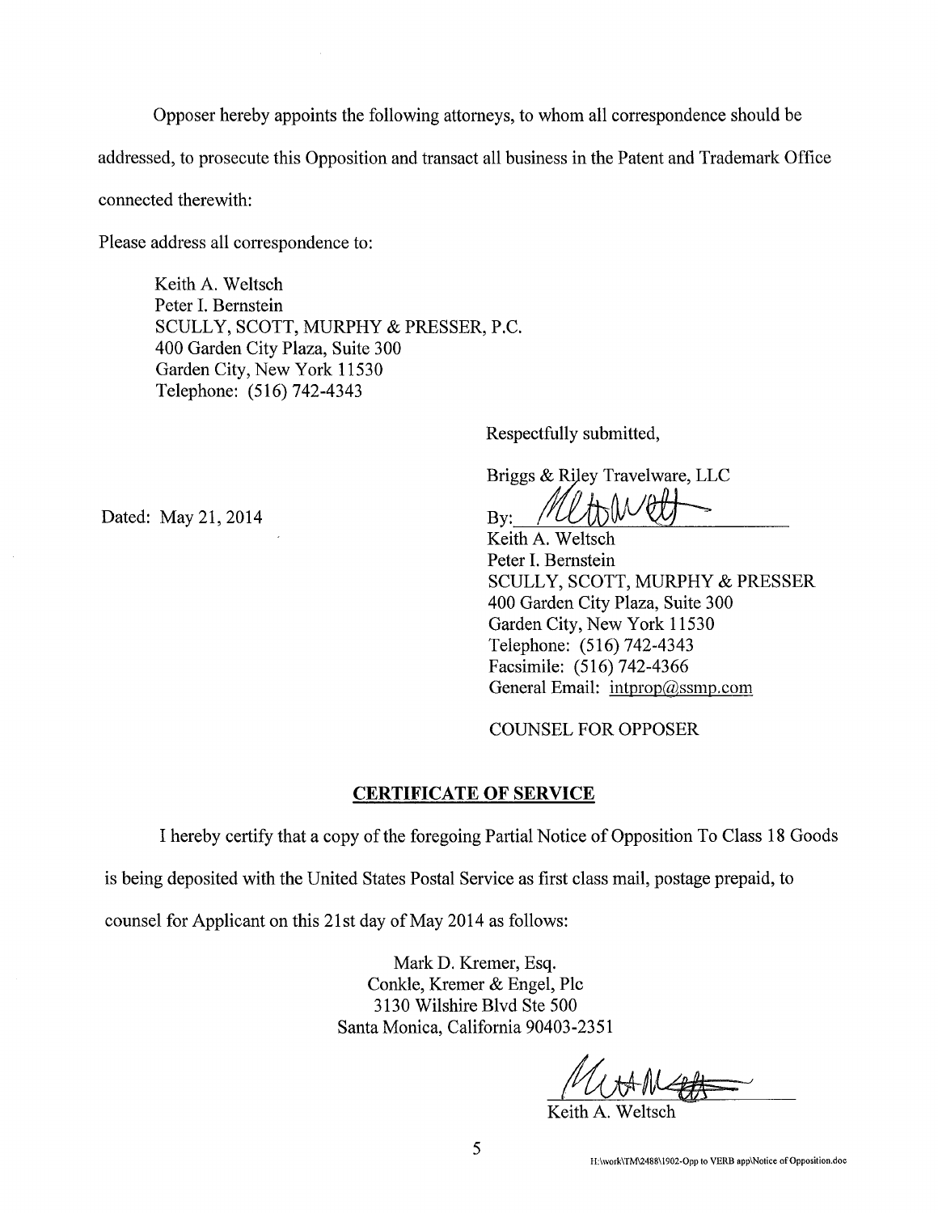Opposer hereby appoints the following attorneys, to whom all correspondence should be addressed, to prosecute this Opposition and transact all business in the Patent and Trademark Office connected therewith:

Please address all correspondence to:

Keith A. Weltsch
Peter I. Bernstein
SCULLY, SCOTT, MURPHY & PRESSER, P.C.
400 Garden City Plaza, Suite 300
Garden City, New York 11530
Telephone: (516) 742-4343

Respectfully submitted,

Briggs & Riley Travelware, LLC

Dated: May 21, 2014

By: ______________________
Keith A. Weltsch
Peter I. Bernstein
SCULLY, SCOTT, MURPHY & PRESSER
400 Garden City Plaza, Suite 300
Garden City, New York 11530
Telephone: (516) 742-4343
Facsimile: (516) 742-4366
General Email: intprop@ssmp.com

COUNSEL FOR OPPOSER

## CERTIFICATE OF SERVICE

I hereby certify that a copy of the foregoing Partial Notice of Opposition To Class 18 Goods is being deposited with the United States Postal Service as first class mail, postage prepaid, to counsel for Applicant on this 21st day of May 2014 as follows:

Mark D. Kremer, Esq.
Conkle, Kremer & Engel, Plc
3130 Wilshire Blvd Ste 500
Santa Monica, California 90403-2351

______________________
Keith A. Weltsch

H:\work\TM\2488\1902-Opp to VERB app\Notice of Opposition.doc